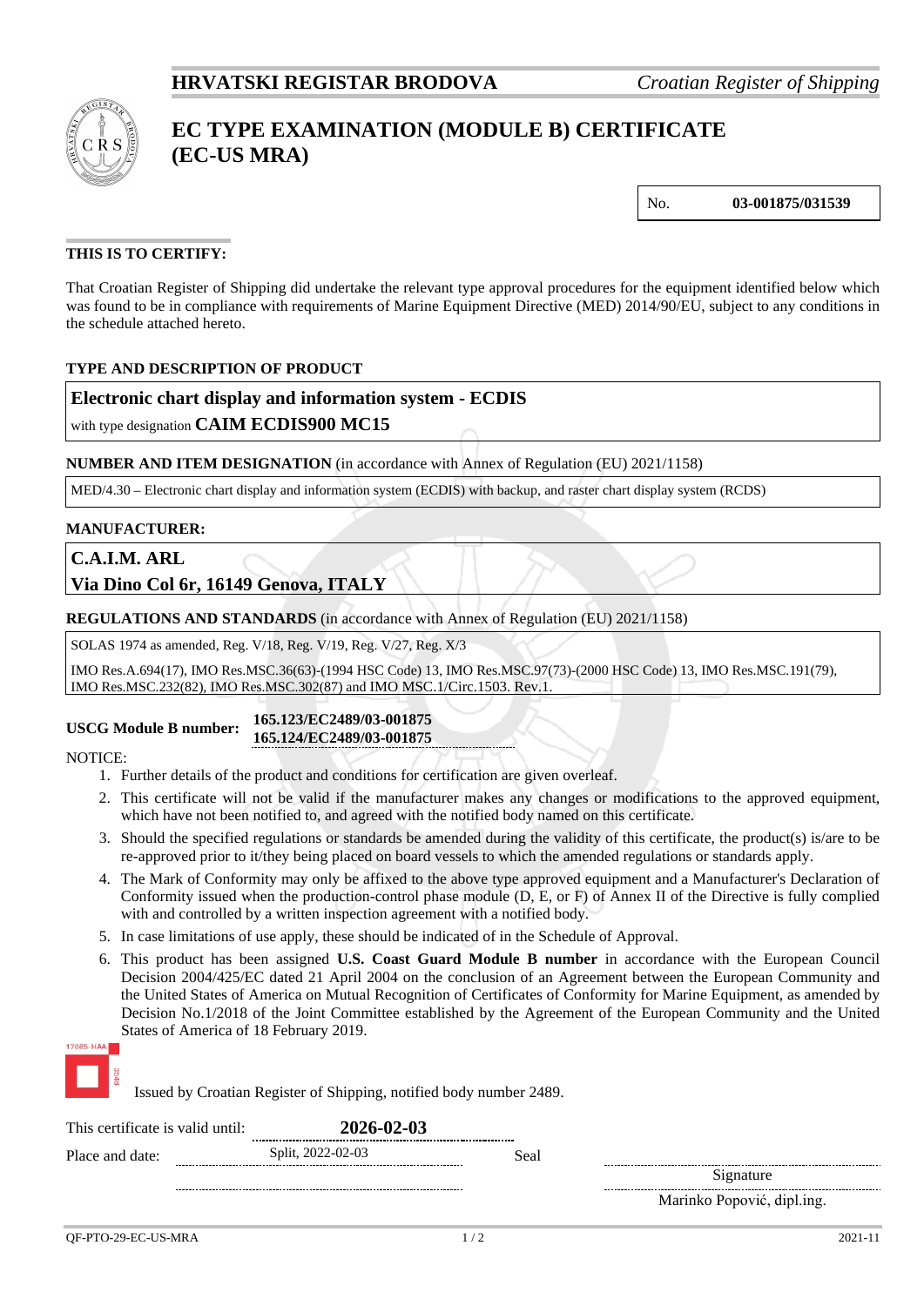**HRVATSKI REGISTAR BRODOVA** *Croatian Register of Shipping*

# EC TYPE EXAMINATION (MODULE B) CERTIFICATE (EC-US MRA)

| No. | **03-001875/031539** |
|---|---|

### THIS IS TO CERTIFY:

That Croatian Register of Shipping did undertake the relevant type approval procedures for the equipment identified below which was found to be in compliance with requirements of Marine Equipment Directive (MED) 2014/90/EU, subject to any conditions in the schedule attached hereto.

### TYPE AND DESCRIPTION OF PRODUCT

**Electronic chart display and information system - ECDIS**

with type designation **CAIM ECDIS900 MC15**

**NUMBER AND ITEM DESIGNATION** (in accordance with Annex of Regulation (EU) 2021/1158)

MED/4.30 – Electronic chart display and information system (ECDIS) with backup, and raster chart display system (RCDS)

### MANUFACTURER:

**C.A.I.M. ARL**

**Via Dino Col 6r, 16149 Genova, ITALY**

**REGULATIONS AND STANDARDS** (in accordance with Annex of Regulation (EU) 2021/1158)

SOLAS 1974 as amended, Reg. V/18, Reg. V/19, Reg. V/27, Reg. X/3

IMO Res.A.694(17), IMO Res.MSC.36(63)-(1994 HSC Code) 13, IMO Res.MSC.97(73)-(2000 HSC Code) 13, IMO Res.MSC.191(79), IMO Res.MSC.232(82), IMO Res.MSC.302(87) and IMO MSC.1/Circ.1503. Rev.1.

**USCG Module B number:** **165.123/EC2489/03-001875**
**165.124/EC2489/03-001875**

NOTICE:

1. Further details of the product and conditions for certification are given overleaf.
2. This certificate will not be valid if the manufacturer makes any changes or modifications to the approved equipment, which have not been notified to, and agreed with the notified body named on this certificate.
3. Should the specified regulations or standards be amended during the validity of this certificate, the product(s) is/are to be re-approved prior to it/they being placed on board vessels to which the amended regulations or standards apply.
4. The Mark of Conformity may only be affixed to the above type approved equipment and a Manufacturer's Declaration of Conformity issued when the production-control phase module (D, E, or F) of Annex II of the Directive is fully complied with and controlled by a written inspection agreement with a notified body.
5. In case limitations of use apply, these should be indicated of in the Schedule of Approval.
6. This product has been assigned **U.S. Coast Guard Module B number** in accordance with the European Council Decision 2004/425/EC dated 21 April 2004 on the conclusion of an Agreement between the European Community and the United States of America on Mutual Recognition of Certificates of Conformity for Marine Equipment, as amended by Decision No.1/2018 of the Joint Committee established by the Agreement of the European Community and the United States of America of 18 February 2019.

Issued by Croatian Register of Shipping, notified body number 2489.

This certificate is valid until: **2026-02-03**

Place and date: Split, 2022-02-03

Seal

Signature

Marinko Popović, dipl.ing.

QF-PTO-29-EC-US-MRA 2021-11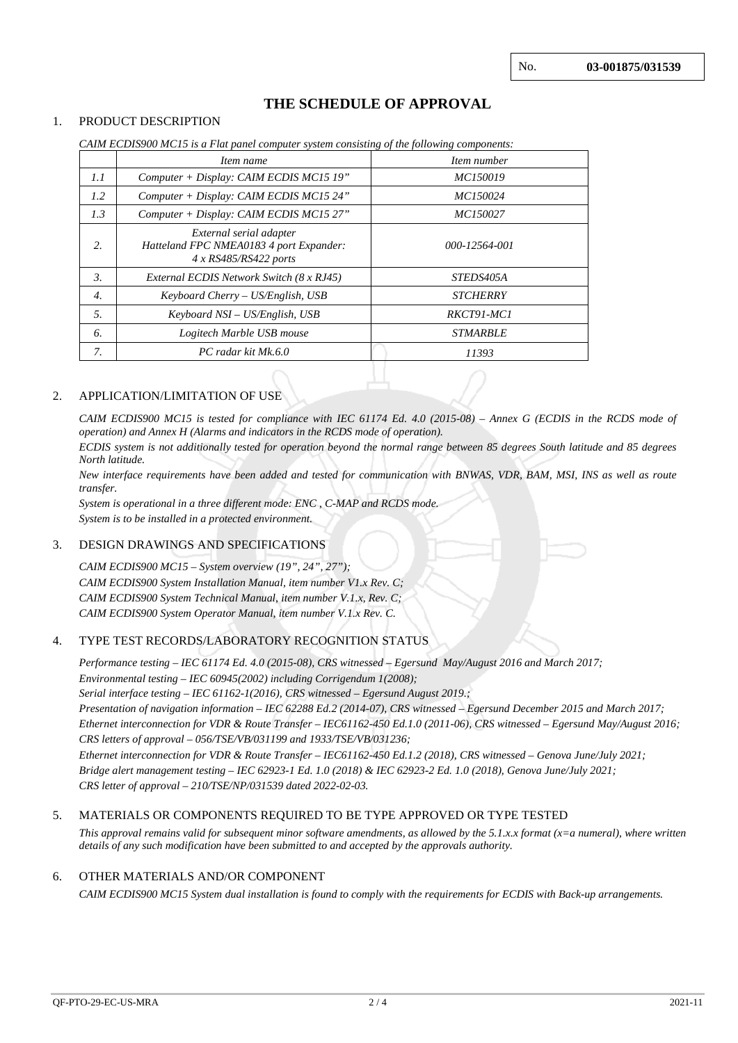No. **03-001875/031539**

# THE SCHEDULE OF APPROVAL

## 1. PRODUCT DESCRIPTION

*CAIM ECDIS900 MC15 is a Flat panel computer system consisting of the following components:*

| | *Item name* | *Item number* |
|---|---|---|
| *1.1* | *Computer + Display: CAIM ECDIS MC15 19”* | *MC150019* |
| *1.2* | *Computer + Display: CAIM ECDIS MC15 24”* | *MC150024* |
| *1.3* | *Computer + Display: CAIM ECDIS MC15 27”* | *MC150027* |
| *2.* | *External serial adapter Hatteland FPC NMEA0183 4 port Expander: 4 x RS485/RS422 ports* | *000-12564-001* |
| *3.* | *External ECDIS Network Switch (8 x RJ45)* | *STEDS405A* |
| *4.* | *Keyboard Cherry – US/English, USB* | *STCHERRY* |
| *5.* | *Keyboard NSI – US/English, USB* | *RKCT91-MC1* |
| *6.* | *Logitech Marble USB mouse* | *STMARBLE* |
| *7.* | *PC radar kit Mk.6.0* | *11393* |

## 2. APPLICATION/LIMITATION OF USE

*CAIM ECDIS900 MC15 is tested for compliance with IEC 61174 Ed. 4.0 (2015-08) – Annex G (ECDIS in the RCDS mode of operation) and Annex H (Alarms and indicators in the RCDS mode of operation).*

*ECDIS system is not additionally tested for operation beyond the normal range between 85 degrees South latitude and 85 degrees North latitude.*

*New interface requirements have been added and tested for communication with BNWAS, VDR, BAM, MSI, INS as well as route transfer.*

*System is operational in a three different mode: ENC , C-MAP and RCDS mode.*

*System is to be installed in a protected environment.*

## 3. DESIGN DRAWINGS AND SPECIFICATIONS

*CAIM ECDIS900 MC15 – System overview (19”, 24”, 27”);*
*CAIM ECDIS900 System Installation Manual, item number V1.x Rev. C;*
*CAIM ECDIS900 System Technical Manual, item number V.1.x, Rev. C;*
*CAIM ECDIS900 System Operator Manual, item number V.1.x Rev. C.*

## 4. TYPE TEST RECORDS/LABORATORY RECOGNITION STATUS

*Performance testing – IEC 61174 Ed. 4.0 (2015-08), CRS witnessed – Egersund May/August 2016 and March 2017;*
*Environmental testing – IEC 60945(2002) including Corrigendum 1(2008);*
*Serial interface testing – IEC 61162-1(2016), CRS witnessed – Egersund August 2019.;*
*Presentation of navigation information – IEC 62288 Ed.2 (2014-07), CRS witnessed – Egersund December 2015 and March 2017;*
*Ethernet interconnection for VDR & Route Transfer – IEC61162-450 Ed.1.0 (2011-06), CRS witnessed – Egersund May/August 2016;*
*CRS letters of approval – 056/TSE/VB/031199 and 1933/TSE/VB/031236;*
*Ethernet interconnection for VDR & Route Transfer – IEC61162-450 Ed.1.2 (2018), CRS witnessed – Genova June/July 2021;*
*Bridge alert management testing – IEC 62923-1 Ed. 1.0 (2018) & IEC 62923-2 Ed. 1.0 (2018), Genova June/July 2021;*
*CRS letter of approval – 210/TSE/NP/031539 dated 2022-02-03.*

## 5. MATERIALS OR COMPONENTS REQUIRED TO BE TYPE APPROVED OR TYPE TESTED

*This approval remains valid for subsequent minor software amendments, as allowed by the 5.1.x.x format (x=a numeral), where written details of any such modification have been submitted to and accepted by the approvals authority.*

## 6. OTHER MATERIALS AND/OR COMPONENT

*CAIM ECDIS900 MC15 System dual installation is found to comply with the requirements for ECDIS with Back-up arrangements.*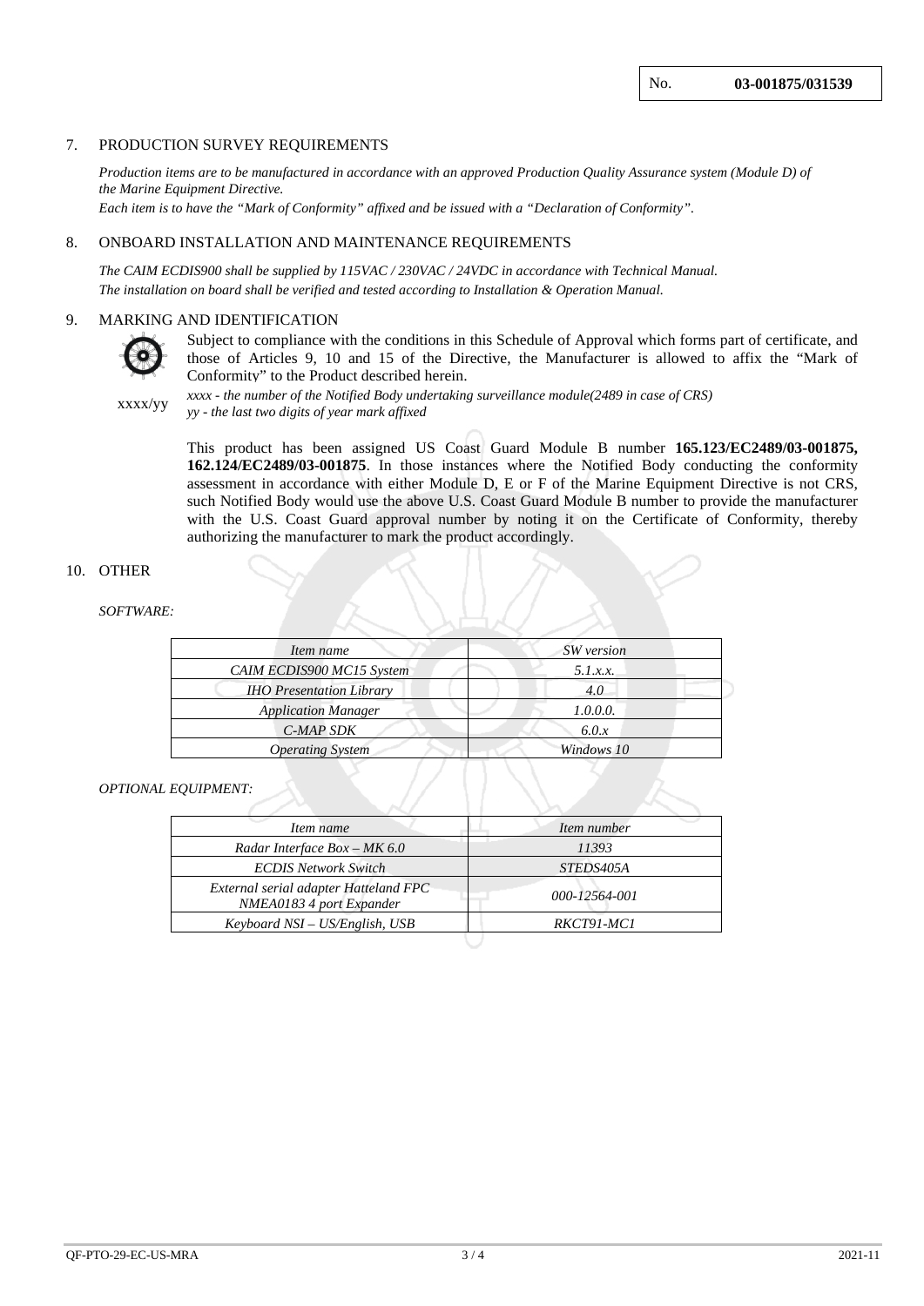No. **03-001875/031539**

## 7. PRODUCTION SURVEY REQUIREMENTS

*Production items are to be manufactured in accordance with an approved Production Quality Assurance system (Module D) of the Marine Equipment Directive.*
*Each item is to have the "Mark of Conformity" affixed and be issued with a "Declaration of Conformity".*

## 8. ONBOARD INSTALLATION AND MAINTENANCE REQUIREMENTS

*The CAIM ECDIS900 shall be supplied by 115VAC / 230VAC / 24VDC in accordance with Technical Manual.*
*The installation on board shall be verified and tested according to Installation & Operation Manual.*

## 9. MARKING AND IDENTIFICATION

Subject to compliance with the conditions in this Schedule of Approval which forms part of certificate, and those of Articles 9, 10 and 15 of the Directive, the Manufacturer is allowed to affix the "Mark of Conformity" to the Product described herein.

xxxx/yy

*xxxx - the number of the Notified Body undertaking surveillance module(2489 in case of CRS)*
*yy - the last two digits of year mark affixed*

This product has been assigned US Coast Guard Module B number **165.123/EC2489/03-001875, 162.124/EC2489/03-001875**. In those instances where the Notified Body conducting the conformity assessment in accordance with either Module D, E or F of the Marine Equipment Directive is not CRS, such Notified Body would use the above U.S. Coast Guard Module B number to provide the manufacturer with the U.S. Coast Guard approval number by noting it on the Certificate of Conformity, thereby authorizing the manufacturer to mark the product accordingly.

## 10. OTHER

*SOFTWARE:*

| *Item name* | *SW version* |
|---|---|
| *CAIM ECDIS900 MC15 System* | *5.1.x.x.* |
| *IHO Presentation Library* | *4.0* |
| *Application Manager* | *1.0.0.0.* |
| *C-MAP SDK* | *6.0.x* |
| *Operating System* | *Windows 10* |

*OPTIONAL EQUIPMENT:*

| *Item name* | *Item number* |
|---|---|
| *Radar Interface Box – MK 6.0* | *11393* |
| *ECDIS Network Switch* | *STEDS405A* |
| *External serial adapter Hatteland FPC NMEA0183 4 port Expander* | *000-12564-001* |
| *Keyboard NSI – US/English, USB* | *RKCT91-MC1* |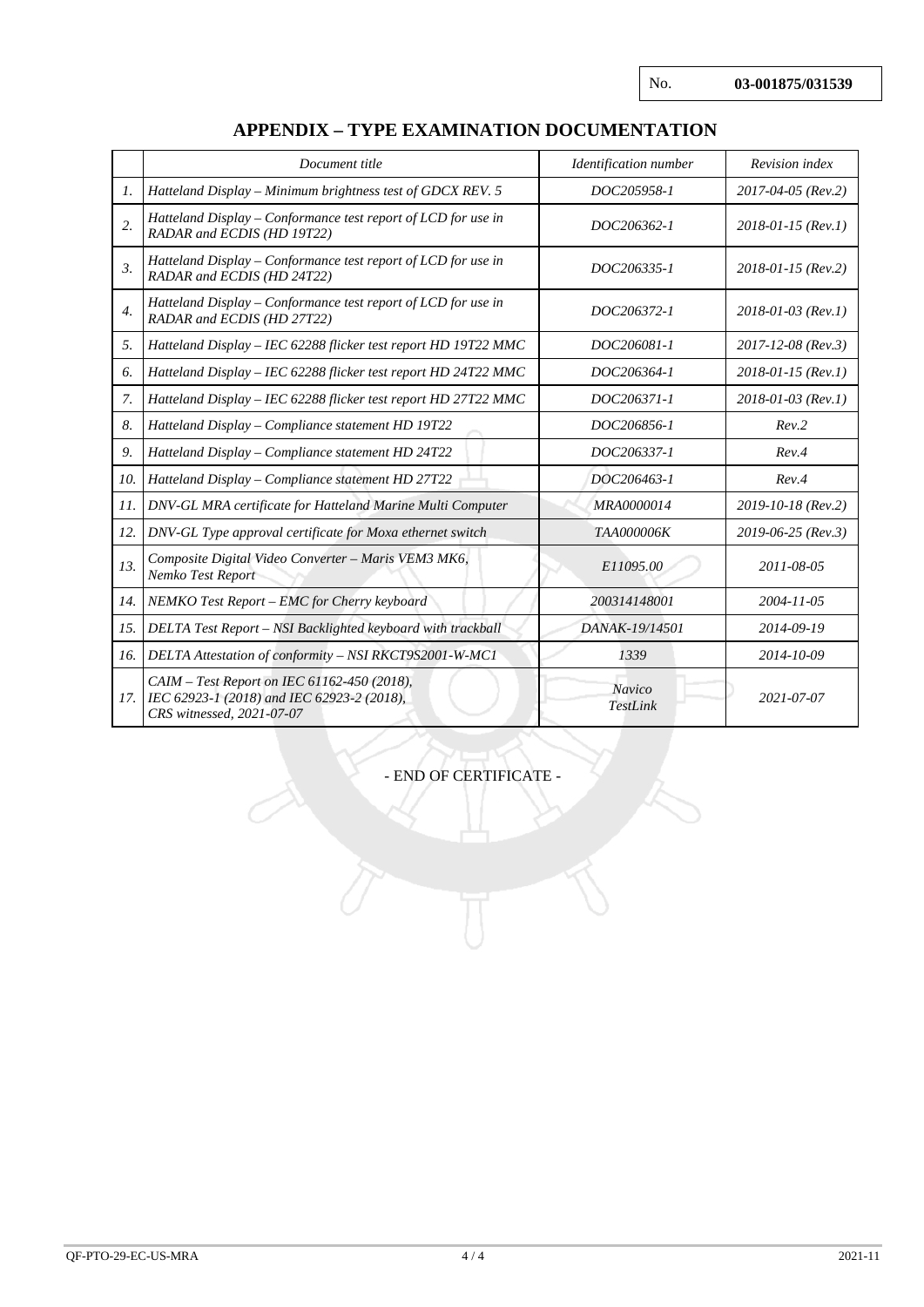No. **03-001875/031539**

## APPENDIX – TYPE EXAMINATION DOCUMENTATION

| | *Document title* | *Identification number* | *Revision index* |
|---|---|---|---|
| *1.* | *Hatteland Display – Minimum brightness test of GDCX REV. 5* | *DOC205958-1* | *2017-04-05 (Rev.2)* |
| *2.* | *Hatteland Display – Conformance test report of LCD for use in RADAR and ECDIS (HD 19T22)* | *DOC206362-1* | *2018-01-15 (Rev.1)* |
| *3.* | *Hatteland Display – Conformance test report of LCD for use in RADAR and ECDIS (HD 24T22)* | *DOC206335-1* | *2018-01-15 (Rev.2)* |
| *4.* | *Hatteland Display – Conformance test report of LCD for use in RADAR and ECDIS (HD 27T22)* | *DOC206372-1* | *2018-01-03 (Rev.1)* |
| *5.* | *Hatteland Display – IEC 62288 flicker test report HD 19T22 MMC* | *DOC206081-1* | *2017-12-08 (Rev.3)* |
| *6.* | *Hatteland Display – IEC 62288 flicker test report HD 24T22 MMC* | *DOC206364-1* | *2018-01-15 (Rev.1)* |
| *7.* | *Hatteland Display – IEC 62288 flicker test report HD 27T22 MMC* | *DOC206371-1* | *2018-01-03 (Rev.1)* |
| *8.* | *Hatteland Display – Compliance statement HD 19T22* | *DOC206856-1* | *Rev.2* |
| *9.* | *Hatteland Display – Compliance statement HD 24T22* | *DOC206337-1* | *Rev.4* |
| *10.* | *Hatteland Display – Compliance statement HD 27T22* | *DOC206463-1* | *Rev.4* |
| *11.* | *DNV-GL MRA certificate for Hatteland Marine Multi Computer* | *MRA0000014* | *2019-10-18 (Rev.2)* |
| *12.* | *DNV-GL Type approval certificate for Moxa ethernet switch* | *TAA000006K* | *2019-06-25 (Rev.3)* |
| *13.* | *Composite Digital Video Converter – Maris VEM3 MK6, Nemko Test Report* | *E11095.00* | *2011-08-05* |
| *14.* | *NEMKO Test Report – EMC for Cherry keyboard* | *200314148001* | *2004-11-05* |
| *15.* | *DELTA Test Report – NSI Backlighted keyboard with trackball* | *DANAK-19/14501* | *2014-09-19* |
| *16.* | *DELTA Attestation of conformity – NSI RKCT9S2001-W-MC1* | *1339* | *2014-10-09* |
| *17.* | *CAIM – Test Report on IEC 61162-450 (2018), IEC 62923-1 (2018) and IEC 62923-2 (2018), CRS witnessed, 2021-07-07* | *Navico TestLink* | *2021-07-07* |

- END OF CERTIFICATE -